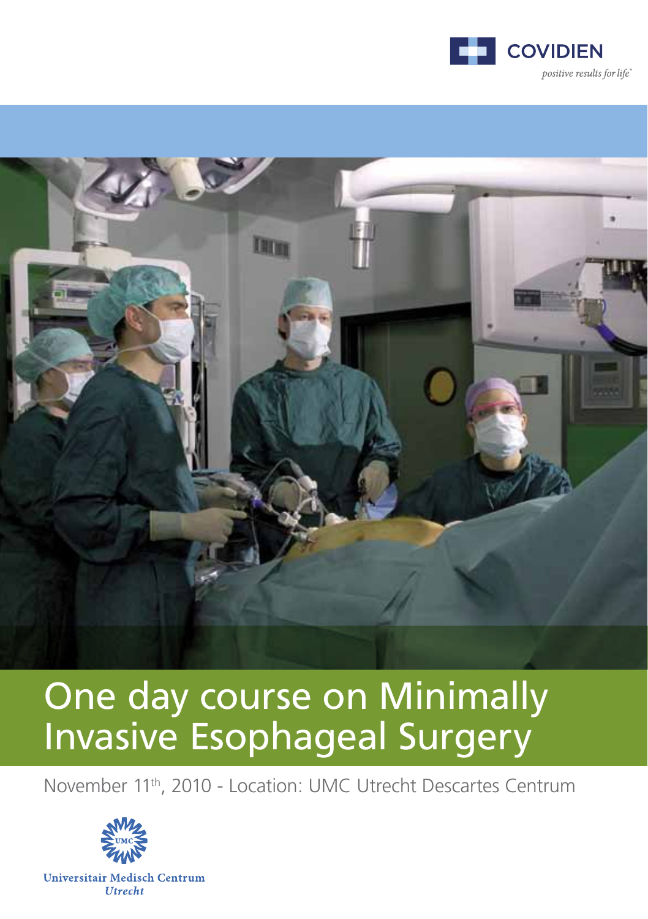COVIDIEN

*positive results for life™*

# One day course on Minimally Invasive Esophageal Surgery

November 11th, 2010 - Location: UMC Utrecht Descartes Centrum

Universitair Medisch Centrum
*Utrecht*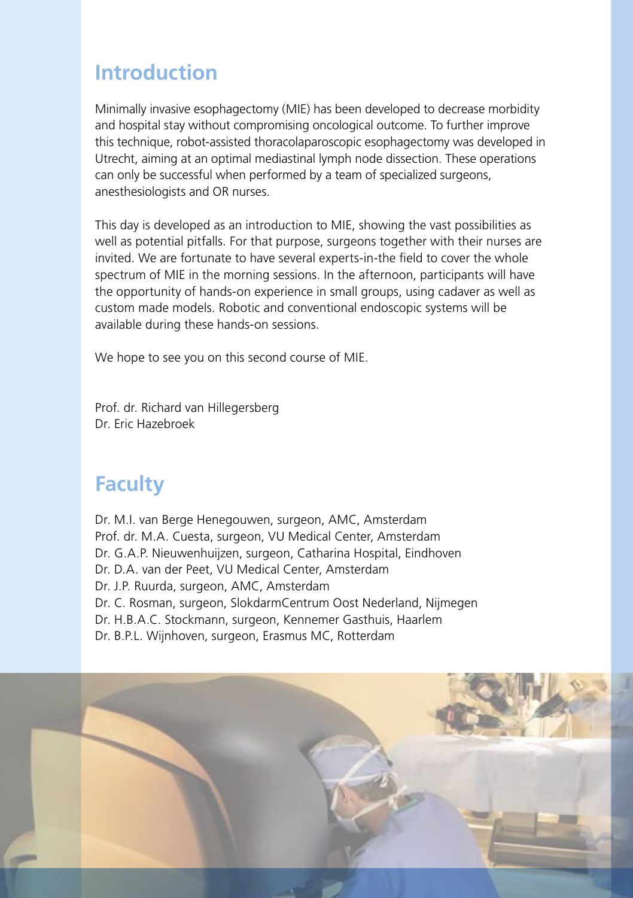## Introduction

Minimally invasive esophagectomy (MIE) has been developed to decrease morbidity and hospital stay without compromising oncological outcome. To further improve this technique, robot-assisted thoracolaparoscopic esophagectomy was developed in Utrecht, aiming at an optimal mediastinal lymph node dissection. These operations can only be successful when performed by a team of specialized surgeons, anesthesiologists and OR nurses.

This day is developed as an introduction to MIE, showing the vast possibilities as well as potential pitfalls. For that purpose, surgeons together with their nurses are invited. We are fortunate to have several experts-in-the field to cover the whole spectrum of MIE in the morning sessions. In the afternoon, participants will have the opportunity of hands-on experience in small groups, using cadaver as well as custom made models. Robotic and conventional endoscopic systems will be available during these hands-on sessions.

We hope to see you on this second course of MIE.

Prof. dr. Richard van Hillegersberg
Dr. Eric Hazebroek

## Faculty

Dr. M.I. van Berge Henegouwen, surgeon, AMC, Amsterdam
Prof. dr. M.A. Cuesta, surgeon, VU Medical Center, Amsterdam
Dr. G.A.P. Nieuwenhuijzen, surgeon, Catharina Hospital, Eindhoven
Dr. D.A. van der Peet, VU Medical Center, Amsterdam
Dr. J.P. Ruurda, surgeon, AMC, Amsterdam
Dr. C. Rosman, surgeon, SlokdarmCentrum Oost Nederland, Nijmegen
Dr. H.B.A.C. Stockmann, surgeon, Kennemer Gasthuis, Haarlem
Dr. B.P.L. Wijnhoven, surgeon, Erasmus MC, Rotterdam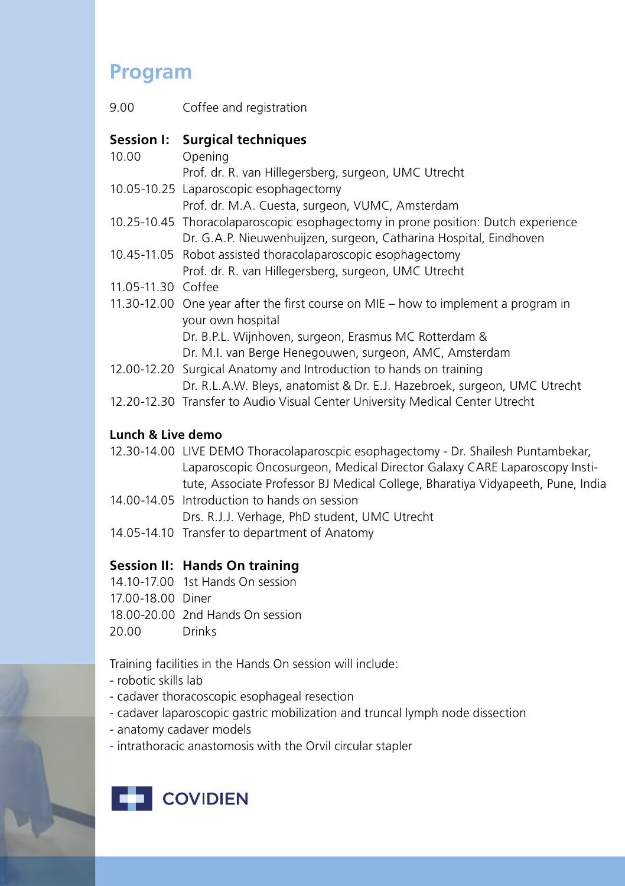# Program

9.00 Coffee and registration

## Session I: Surgical techniques

10.00 Opening
Prof. dr. R. van Hillegersberg, surgeon, UMC Utrecht

10.05-10.25 Laparoscopic esophagectomy
Prof. dr. M.A. Cuesta, surgeon, VUMC, Amsterdam

10.25-10.45 Thoracolaparoscopic esophagectomy in prone position: Dutch experience
Dr. G.A.P. Nieuwenhuijzen, surgeon, Catharina Hospital, Eindhoven

10.45-11.05 Robot assisted thoracolaparoscopic esophagectomy
Prof. dr. R. van Hillegersberg, surgeon, UMC Utrecht

11.05-11.30 Coffee

11.30-12.00 One year after the first course on MIE – how to implement a program in your own hospital
Dr. B.P.L. Wijnhoven, surgeon, Erasmus MC Rotterdam &
Dr. M.I. van Berge Henegouwen, surgeon, AMC, Amsterdam

12.00-12.20 Surgical Anatomy and Introduction to hands on training
Dr. R.L.A.W. Bleys, anatomist & Dr. E.J. Hazebroek, surgeon, UMC Utrecht

12.20-12.30 Transfer to Audio Visual Center University Medical Center Utrecht

## Lunch & Live demo

12.30-14.00 LIVE DEMO Thoracolaparoscpic esophagectomy - Dr. Shailesh Puntambekar, Laparoscopic Oncosurgeon, Medical Director Galaxy CARE Laparoscopy Institute, Associate Professor BJ Medical College, Bharatiya Vidyapeeth, Pune, India

14.00-14.05 Introduction to hands on session
Drs. R.J.J. Verhage, PhD student, UMC Utrecht

14.05-14.10 Transfer to department of Anatomy

## Session II: Hands On training

14.10-17.00 1st Hands On session

17.00-18.00 Diner

18.00-20.00 2nd Hands On session

20.00 Drinks

Training facilities in the Hands On session will include:

- robotic skills lab
- cadaver thoracoscopic esophageal resection
- cadaver laparoscopic gastric mobilization and truncal lymph node dissection
- anatomy cadaver models
- intrathoracic anastomosis with the Orvil circular stapler

COVIDIEN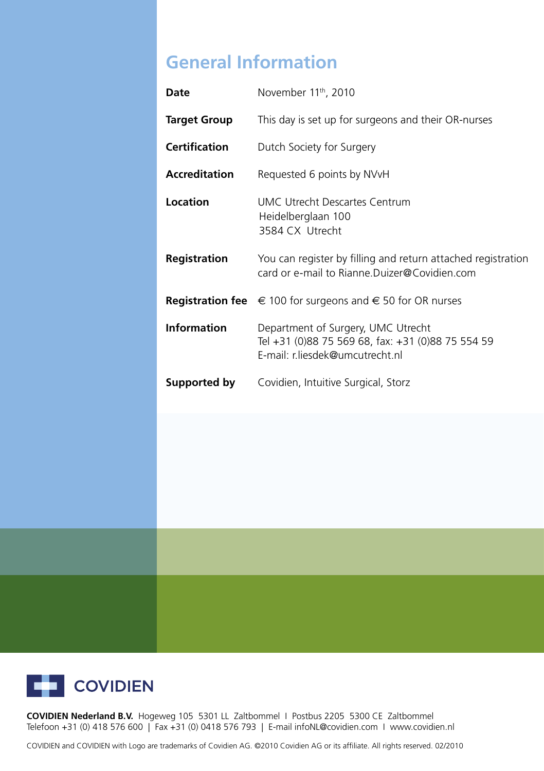## General Information

| | |
|---|---|
| **Date** | November 11th, 2010 |
| **Target Group** | This day is set up for surgeons and their OR-nurses |
| **Certification** | Dutch Society for Surgery |
| **Accreditation** | Requested 6 points by NVvH |
| **Location** | UMC Utrecht Descartes Centrum<br>Heidelberglaan 100<br>3584 CX Utrecht |
| **Registration** | You can register by filling and return attached registration card or e-mail to Rianne.Duizer@Covidien.com |
| **Registration fee** | € 100 for surgeons and € 50 for OR nurses |
| **Information** | Department of Surgery, UMC Utrecht<br>Tel +31 (0)88 75 569 68, fax: +31 (0)88 75 554 59<br>E-mail: r.liesdek@umcutrecht.nl |
| **Supported by** | Covidien, Intuitive Surgical, Storz |

COVIDIEN

**COVIDIEN Nederland B.V.** Hogeweg 105 5301 LL Zaltbommel I Postbus 2205 5300 CE Zaltbommel
Telefoon +31 (0) 418 576 600 | Fax +31 (0) 0418 576 793 | E-mail infoNL@covidien.com I www.covidien.nl

COVIDIEN and COVIDIEN with Logo are trademarks of Covidien AG. ©2010 Covidien AG or its affiliate. All rights reserved. 02/2010